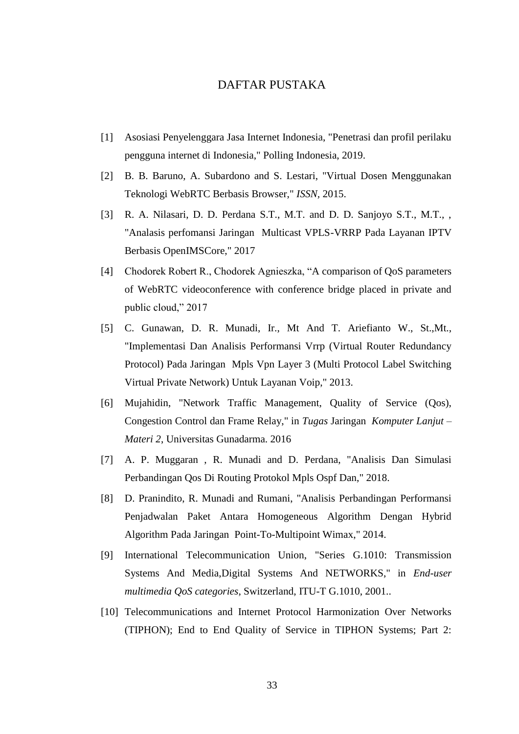# DAFTAR PUSTAKA

[1] Asosiasi Penyelenggara Jasa Internet Indonesia, "Penetrasi dan profil perilaku pengguna internet di Indonesia," Polling Indonesia, 2019.

[2] B. B. Baruno, A. Subardono and S. Lestari, "Virtual Dosen Menggunakan Teknologi WebRTC Berbasis Browser," *ISSN*, 2015.

[3] R. A. Nilasari, D. D. Perdana S.T., M.T. and D. D. Sanjoyo S.T., M.T., , "Analasis perfomansi Jaringan Multicast VPLS-VRRP Pada Layanan IPTV Berbasis OpenIMSCore," 2017

[4] Chodorek Robert R., Chodorek Agnieszka, "A comparison of QoS parameters of WebRTC videoconference with conference bridge placed in private and public cloud," 2017

[5] C. Gunawan, D. R. Munadi, Ir., Mt And T. Ariefianto W., St.,Mt., "Implementasi Dan Analisis Performansi Vrrp (Virtual Router Redundancy Protocol) Pada Jaringan Mpls Vpn Layer 3 (Multi Protocol Label Switching Virtual Private Network) Untuk Layanan Voip," 2013.

[6] Mujahidin, "Network Traffic Management, Quality of Service (Qos), Congestion Control dan Frame Relay," in *Tugas* Jaringan *Komputer Lanjut – Materi 2*, Universitas Gunadarma. 2016

[7] A. P. Muggaran , R. Munadi and D. Perdana, "Analisis Dan Simulasi Perbandingan Qos Di Routing Protokol Mpls Ospf Dan," 2018.

[8] D. Pranindito, R. Munadi and Rumani, "Analisis Perbandingan Performansi Penjadwalan Paket Antara Homogeneous Algorithm Dengan Hybrid Algorithm Pada Jaringan Point-To-Multipoint Wimax," 2014.

[9] International Telecommunication Union, "Series G.1010: Transmission Systems And Media,Digital Systems And NETWORKS," in *End-user multimedia QoS categories*, Switzerland, ITU-T G.1010, 2001..

[10] Telecommunications and Internet Protocol Harmonization Over Networks (TIPHON); End to End Quality of Service in TIPHON Systems; Part 2: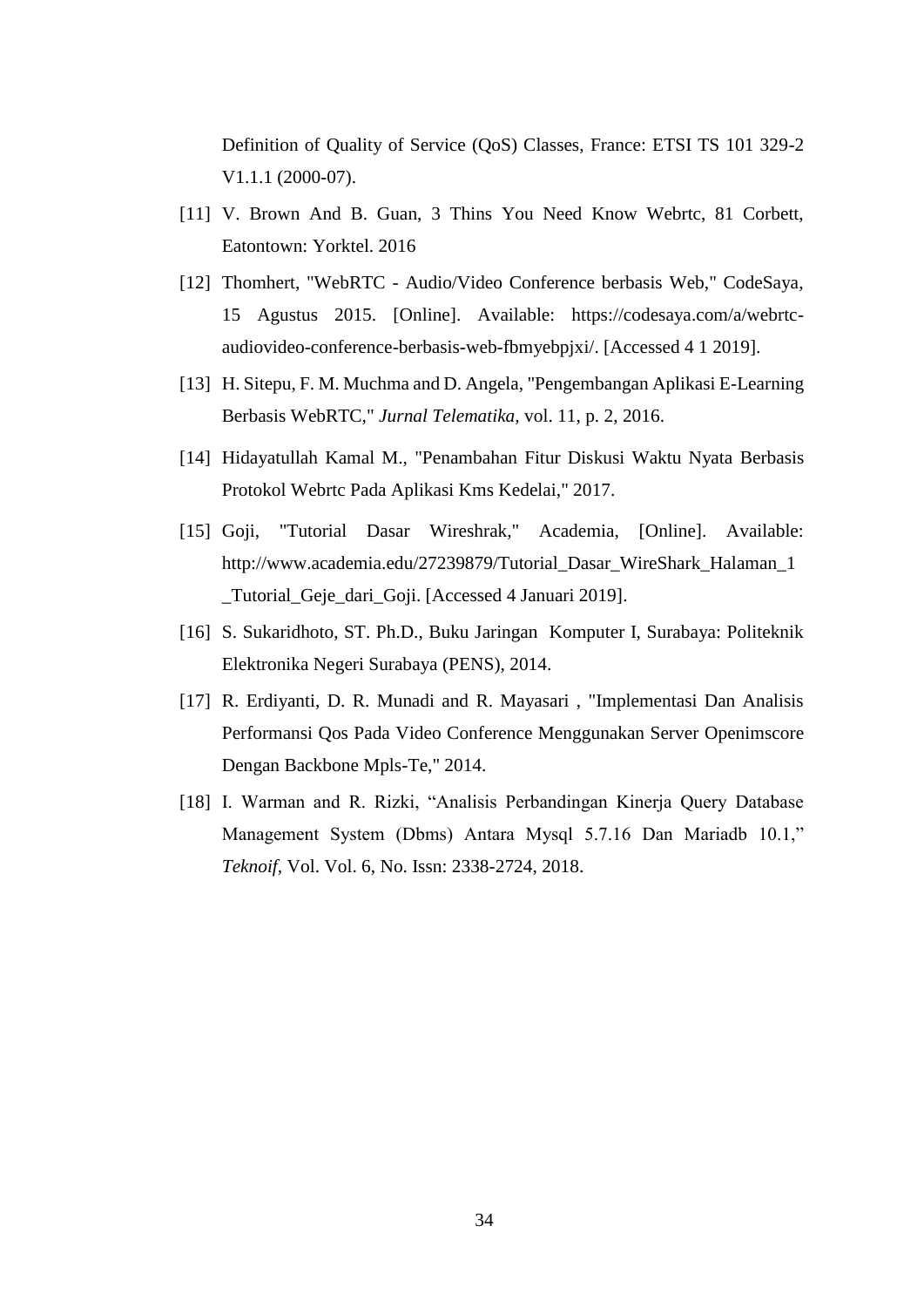Definition of Quality of Service (QoS) Classes, France: ETSI TS 101 329-2 V1.1.1 (2000-07).

[11] V. Brown And B. Guan, 3 Thins You Need Know Webrtc, 81 Corbett, Eatontown: Yorktel. 2016

[12] Thomhert, "WebRTC - Audio/Video Conference berbasis Web," CodeSaya, 15 Agustus 2015. [Online]. Available: https://codesaya.com/a/webrtc-audiovideo-conference-berbasis-web-fbmyebpjxi/. [Accessed 4 1 2019].

[13] H. Sitepu, F. M. Muchma and D. Angela, "Pengembangan Aplikasi E-Learning Berbasis WebRTC," *Jurnal Telematika,* vol. 11, p. 2, 2016.

[14] Hidayatullah Kamal M., "Penambahan Fitur Diskusi Waktu Nyata Berbasis Protokol Webrtc Pada Aplikasi Kms Kedelai," 2017.

[15] Goji, "Tutorial Dasar Wireshrak," Academia, [Online]. Available: http://www.academia.edu/27239879/Tutorial_Dasar_WireShark_Halaman_1_Tutorial_Geje_dari_Goji. [Accessed 4 Januari 2019].

[16] S. Sukaridhoto, ST. Ph.D., Buku Jaringan Komputer I, Surabaya: Politeknik Elektronika Negeri Surabaya (PENS), 2014.

[17] R. Erdiyanti, D. R. Munadi and R. Mayasari , "Implementasi Dan Analisis Performansi Qos Pada Video Conference Menggunakan Server Openimscore Dengan Backbone Mpls-Te," 2014.

[18] I. Warman and R. Rizki, "Analisis Perbandingan Kinerja Query Database Management System (Dbms) Antara Mysql 5.7.16 Dan Mariadb 10.1," *Teknoif,* Vol. Vol. 6, No. Issn: 2338-2724, 2018.